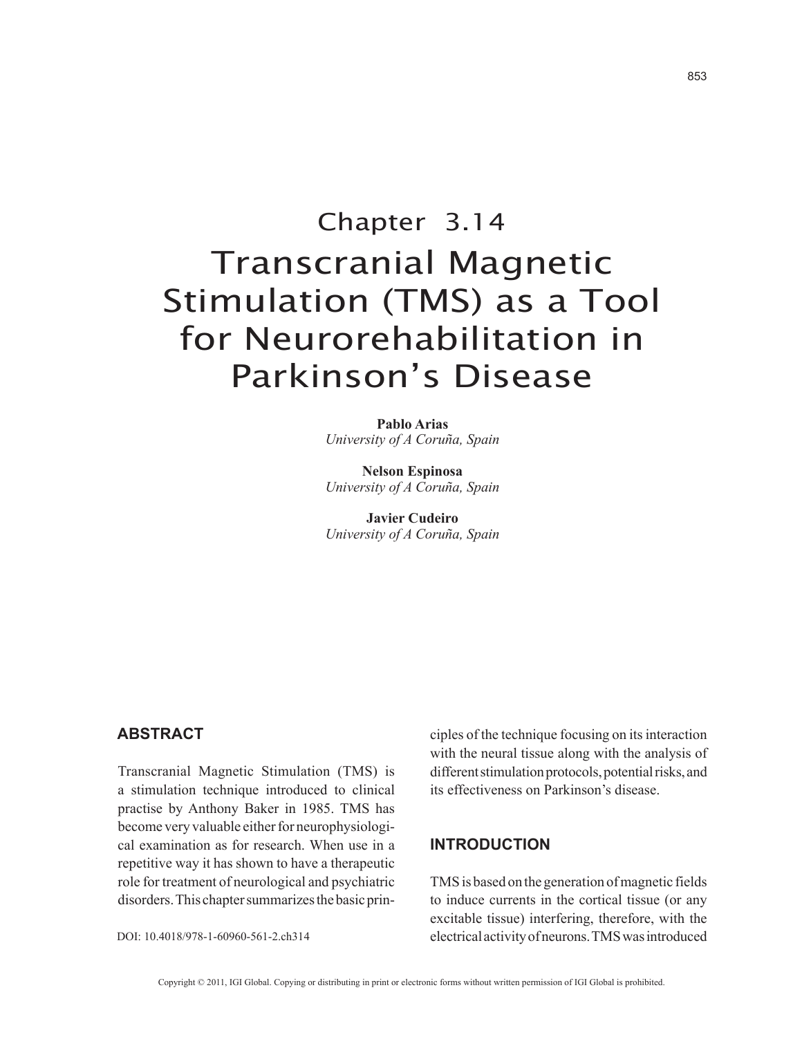# Chapter 3.14
# Transcranial Magnetic Stimulation (TMS) as a Tool for Neurorehabilitation in Parkinson's Disease

**Pablo Arias**
*University of A Coruña, Spain*

**Nelson Espinosa**
*University of A Coruña, Spain*

**Javier Cudeiro**
*University of A Coruña, Spain*

## ABSTRACT

Transcranial Magnetic Stimulation (TMS) is a stimulation technique introduced to clinical practise by Anthony Baker in 1985. TMS has become very valuable either for neurophysiological examination as for research. When use in a repetitive way it has shown to have a therapeutic role for treatment of neurological and psychiatric disorders. This chapter summarizes the basic principles of the technique focusing on its interaction with the neural tissue along with the analysis of different stimulation protocols, potential risks, and its effectiveness on Parkinson's disease.

DOI: 10.4018/978-1-60960-561-2.ch314

## INTRODUCTION

TMS is based on the generation of magnetic fields to induce currents in the cortical tissue (or any excitable tissue) interfering, therefore, with the electrical activity of neurons. TMS was introduced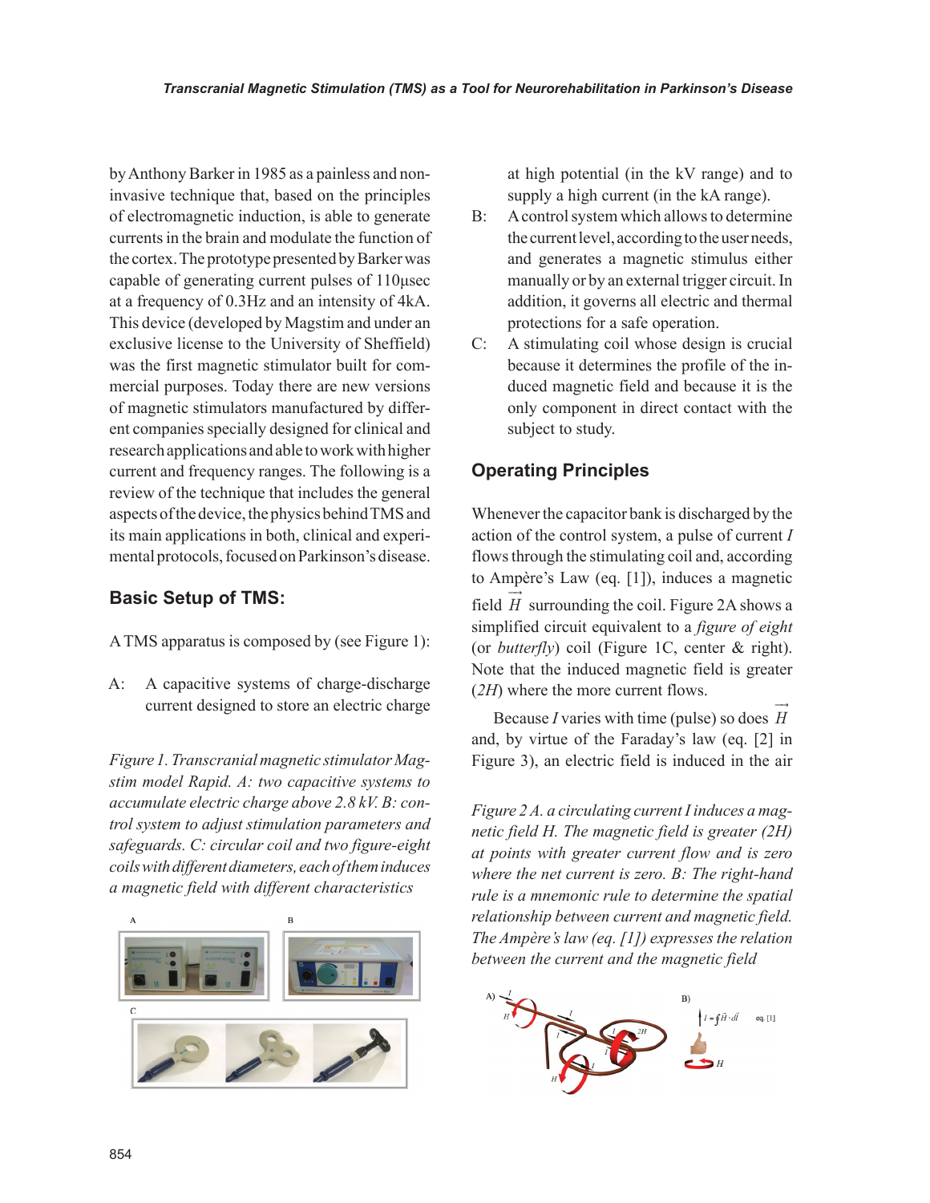by Anthony Barker in 1985 as a painless and non-invasive technique that, based on the principles of electromagnetic induction, is able to generate currents in the brain and modulate the function of the cortex. The prototype presented by Barker was capable of generating current pulses of 110µsec at a frequency of 0.3Hz and an intensity of 4kA. This device (developed by Magstim and under an exclusive license to the University of Sheffield) was the first magnetic stimulator built for commercial purposes. Today there are new versions of magnetic stimulators manufactured by different companies specially designed for clinical and research applications and able to work with higher current and frequency ranges. The following is a review of the technique that includes the general aspects of the device, the physics behind TMS and its main applications in both, clinical and experimental protocols, focused on Parkinson's disease.

## Basic Setup of TMS:

A TMS apparatus is composed by (see Figure 1):

A: A capacitive systems of charge-discharge current designed to store an electric charge at high potential (in the kV range) and to supply a high current (in the kA range).

B: A control system which allows to determine the current level, according to the user needs, and generates a magnetic stimulus either manually or by an external trigger circuit. In addition, it governs all electric and thermal protections for a safe operation.

C: A stimulating coil whose design is crucial because it determines the profile of the induced magnetic field and because it is the only component in direct contact with the subject to study.

*Figure 1. Transcranial magnetic stimulator Magstim model Rapid. A: two capacitive systems to accumulate electric charge above 2.8 kV. B: control system to adjust stimulation parameters and safeguards. C: circular coil and two figure-eight coils with different diameters, each of them induces a magnetic field with different characteristics*

## Operating Principles

Whenever the capacitor bank is discharged by the action of the control system, a pulse of current $I$ flows through the stimulating coil and, according to Ampère's Law (eq. [1]), induces a magnetic field $\vec{H}$ surrounding the coil. Figure 2A shows a simplified circuit equivalent to a *figure of eight* (or *butterfly*) coil (Figure 1C, center & right). Note that the induced magnetic field is greater (*2H*) where the more current flows.

Because $I$ varies with time (pulse) so does $\vec{H}$ and, by virtue of the Faraday's law (eq. [2] in Figure 3), an electric field is induced in the air

*Figure 2 A. a circulating current I induces a magnetic field H. The magnetic field is greater (2H) at points with greater current flow and is zero where the net current is zero. B: The right-hand rule is a mnemonic rule to determine the spatial relationship between current and magnetic field. The Ampère's law (eq. [1]) expresses the relation between the current and the magnetic field*

$$I = \oint \vec{H} \cdot d\vec{l} \quad \text{eq. [1]}$$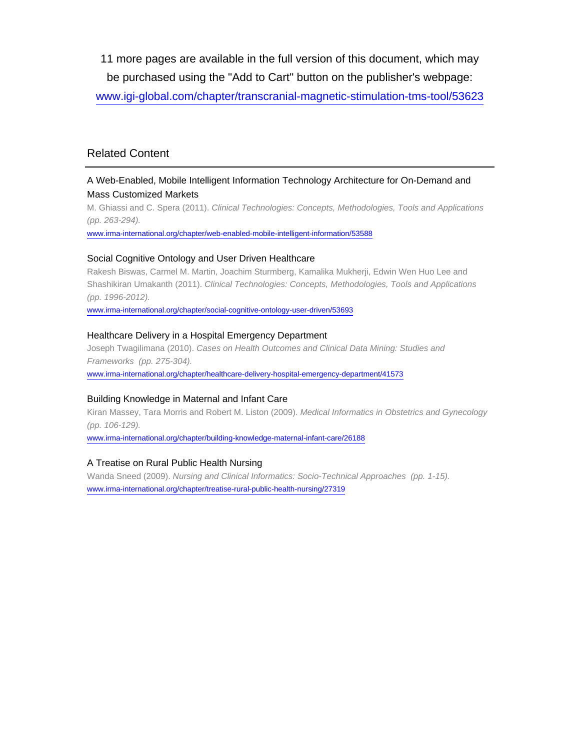11 more pages are available in the full version of this document, which may be purchased using the "Add to Cart" button on the publisher's webpage:
www.igi-global.com/chapter/transcranial-magnetic-stimulation-tms-tool/53623

## Related Content

### A Web-Enabled, Mobile Intelligent Information Technology Architecture for On-Demand and Mass Customized Markets

M. Ghiassi and C. Spera (2011). *Clinical Technologies: Concepts, Methodologies, Tools and Applications (pp. 263-294).*

www.irma-international.org/chapter/web-enabled-mobile-intelligent-information/53588

### Social Cognitive Ontology and User Driven Healthcare

Rakesh Biswas, Carmel M. Martin, Joachim Sturmberg, Kamalika Mukherji, Edwin Wen Huo Lee and Shashikiran Umakanth (2011). *Clinical Technologies: Concepts, Methodologies, Tools and Applications (pp. 1996-2012).*

www.irma-international.org/chapter/social-cognitive-ontology-user-driven/53693

### Healthcare Delivery in a Hospital Emergency Department

Joseph Twagilimana (2010). *Cases on Health Outcomes and Clinical Data Mining: Studies and Frameworks (pp. 275-304).*

www.irma-international.org/chapter/healthcare-delivery-hospital-emergency-department/41573

### Building Knowledge in Maternal and Infant Care

Kiran Massey, Tara Morris and Robert M. Liston (2009). *Medical Informatics in Obstetrics and Gynecology (pp. 106-129).*

www.irma-international.org/chapter/building-knowledge-maternal-infant-care/26188

### A Treatise on Rural Public Health Nursing

Wanda Sneed (2009). *Nursing and Clinical Informatics: Socio-Technical Approaches (pp. 1-15).*

www.irma-international.org/chapter/treatise-rural-public-health-nursing/27319